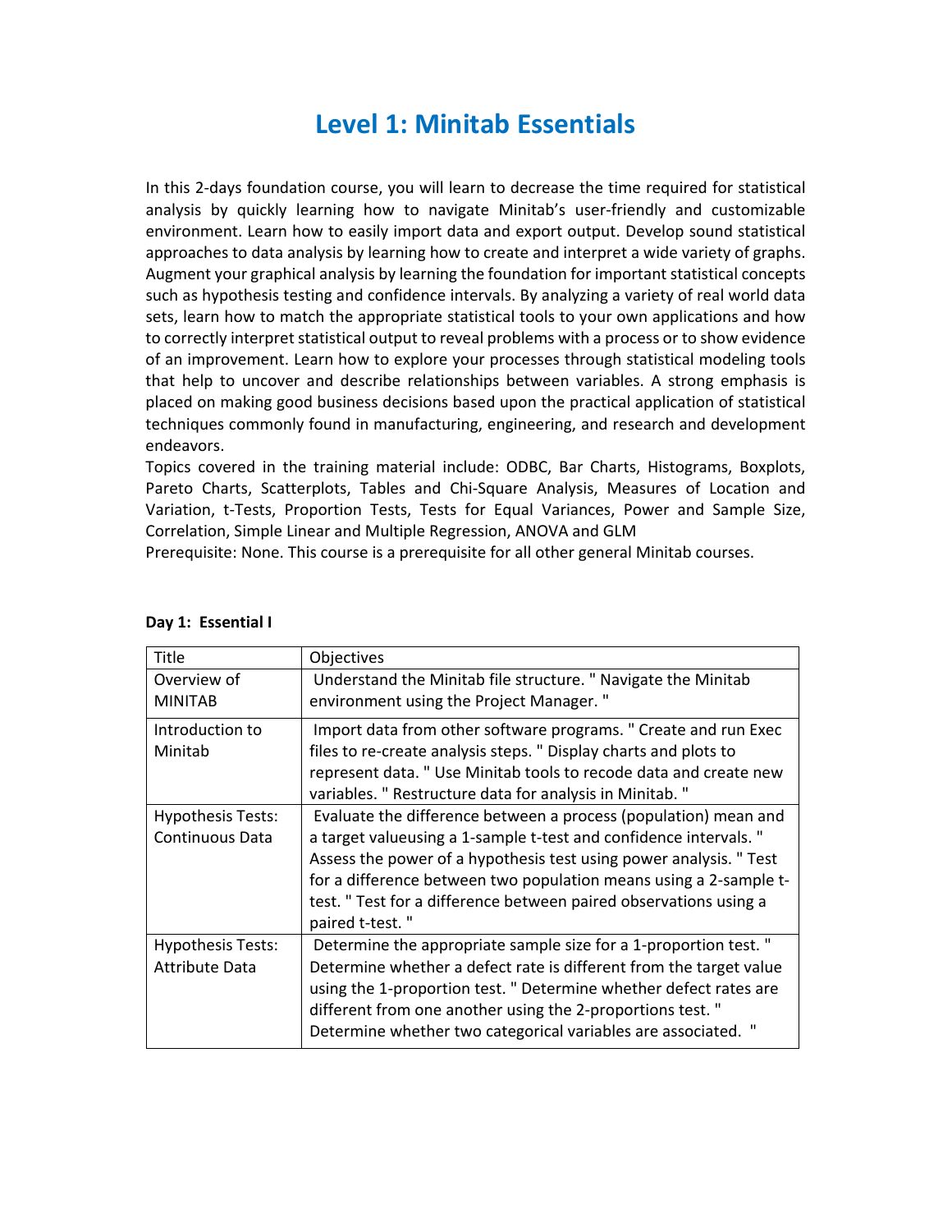# Level 1: Minitab Essentials

In this 2-days foundation course, you will learn to decrease the time required for statistical analysis by quickly learning how to navigate Minitab's user-friendly and customizable environment. Learn how to easily import data and export output. Develop sound statistical approaches to data analysis by learning how to create and interpret a wide variety of graphs. Augment your graphical analysis by learning the foundation for important statistical concepts such as hypothesis testing and confidence intervals. By analyzing a variety of real world data sets, learn how to match the appropriate statistical tools to your own applications and how to correctly interpret statistical output to reveal problems with a process or to show evidence of an improvement. Learn how to explore your processes through statistical modeling tools that help to uncover and describe relationships between variables. A strong emphasis is placed on making good business decisions based upon the practical application of statistical techniques commonly found in manufacturing, engineering, and research and development endeavors.

Topics covered in the training material include: ODBC, Bar Charts, Histograms, Boxplots, Pareto Charts, Scatterplots, Tables and Chi-Square Analysis, Measures of Location and Variation, t-Tests, Proportion Tests, Tests for Equal Variances, Power and Sample Size, Correlation, Simple Linear and Multiple Regression, ANOVA and GLM

Prerequisite: None. This course is a prerequisite for all other general Minitab courses.

**Day 1: Essential I**

| Title | Objectives |
|---|---|
| Overview of MINITAB | Understand the Minitab file structure. " Navigate the Minitab environment using the Project Manager. " |
| Introduction to Minitab | Import data from other software programs. " Create and run Exec files to re-create analysis steps. " Display charts and plots to represent data. " Use Minitab tools to recode data and create new variables. " Restructure data for analysis in Minitab. " |
| Hypothesis Tests: Continuous Data | Evaluate the difference between a process (population) mean and a target valueusing a 1-sample t-test and confidence intervals. " Assess the power of a hypothesis test using power analysis. " Test for a difference between two population means using a 2-sample t-test. " Test for a difference between paired observations using a paired t-test. " |
| Hypothesis Tests: Attribute Data | Determine the appropriate sample size for a 1-proportion test. " Determine whether a defect rate is different from the target value using the 1-proportion test. " Determine whether defect rates are different from one another using the 2-proportions test. " Determine whether two categorical variables are associated. " |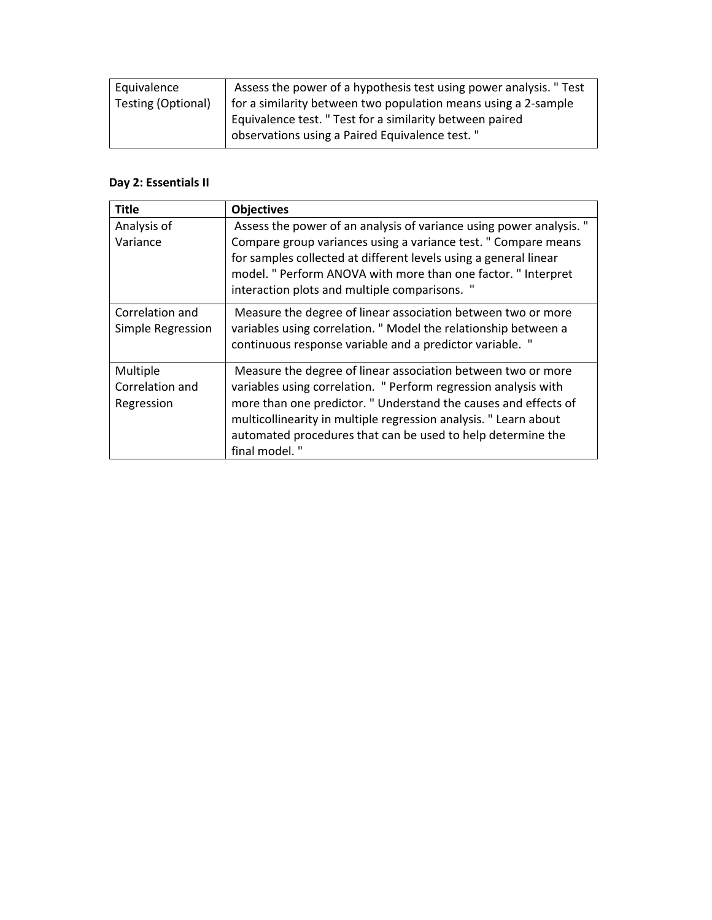| Equivalence Testing (Optional) | Assess the power of a hypothesis test using power analysis. " Test for a similarity between two population means using a 2-sample Equivalence test. " Test for a similarity between paired observations using a Paired Equivalence test. " |
|---|---|

**Day 2: Essentials II**

| Title | Objectives |
|---|---|
| Analysis of Variance | Assess the power of an analysis of variance using power analysis. " Compare group variances using a variance test. " Compare means for samples collected at different levels using a general linear model. " Perform ANOVA with more than one factor. " Interpret interaction plots and multiple comparisons. " |
| Correlation and Simple Regression | Measure the degree of linear association between two or more variables using correlation. " Model the relationship between a continuous response variable and a predictor variable. " |
| Multiple Correlation and Regression | Measure the degree of linear association between two or more variables using correlation. " Perform regression analysis with more than one predictor. " Understand the causes and effects of multicollinearity in multiple regression analysis. " Learn about automated procedures that can be used to help determine the final model. " |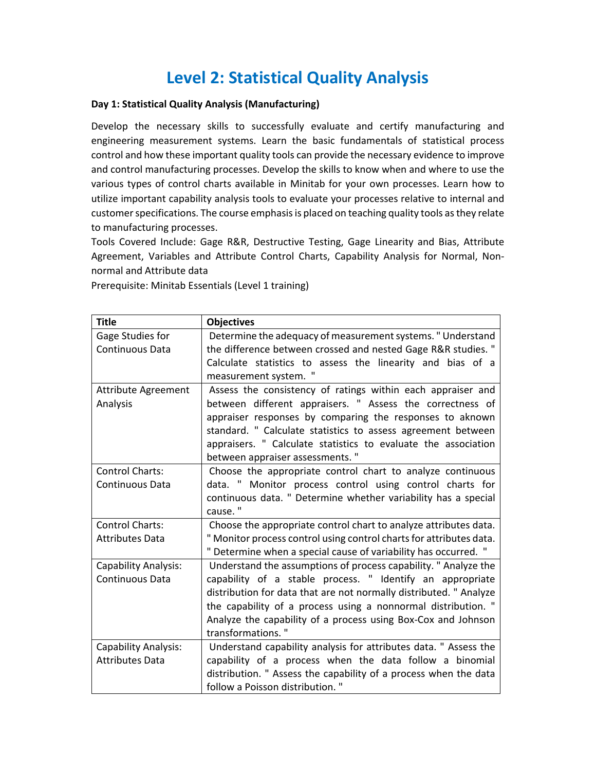# Level 2: Statistical Quality Analysis

**Day 1: Statistical Quality Analysis (Manufacturing)**

Develop the necessary skills to successfully evaluate and certify manufacturing and engineering measurement systems. Learn the basic fundamentals of statistical process control and how these important quality tools can provide the necessary evidence to improve and control manufacturing processes. Develop the skills to know when and where to use the various types of control charts available in Minitab for your own processes. Learn how to utilize important capability analysis tools to evaluate your processes relative to internal and customer specifications. The course emphasis is placed on teaching quality tools as they relate to manufacturing processes.

Tools Covered Include: Gage R&R, Destructive Testing, Gage Linearity and Bias, Attribute Agreement, Variables and Attribute Control Charts, Capability Analysis for Normal, Non-normal and Attribute data

Prerequisite: Minitab Essentials (Level 1 training)

| Title | Objectives |
|---|---|
| Gage Studies for Continuous Data | Determine the adequacy of measurement systems. " Understand the difference between crossed and nested Gage R&R studies. " Calculate statistics to assess the linearity and bias of a measurement system. " |
| Attribute Agreement Analysis | Assess the consistency of ratings within each appraiser and between different appraisers. " Assess the correctness of appraiser responses by comparing the responses to aknown standard. " Calculate statistics to assess agreement between appraisers. " Calculate statistics to evaluate the association between appraiser assessments. " |
| Control Charts: Continuous Data | Choose the appropriate control chart to analyze continuous data. " Monitor process control using control charts for continuous data. " Determine whether variability has a special cause. " |
| Control Charts: Attributes Data | Choose the appropriate control chart to analyze attributes data. " Monitor process control using control charts for attributes data. " Determine when a special cause of variability has occurred. " |
| Capability Analysis: Continuous Data | Understand the assumptions of process capability. " Analyze the capability of a stable process. " Identify an appropriate distribution for data that are not normally distributed. " Analyze the capability of a process using a nonnormal distribution. " Analyze the capability of a process using Box-Cox and Johnson transformations. " |
| Capability Analysis: Attributes Data | Understand capability analysis for attributes data. " Assess the capability of a process when the data follow a binomial distribution. " Assess the capability of a process when the data follow a Poisson distribution. " |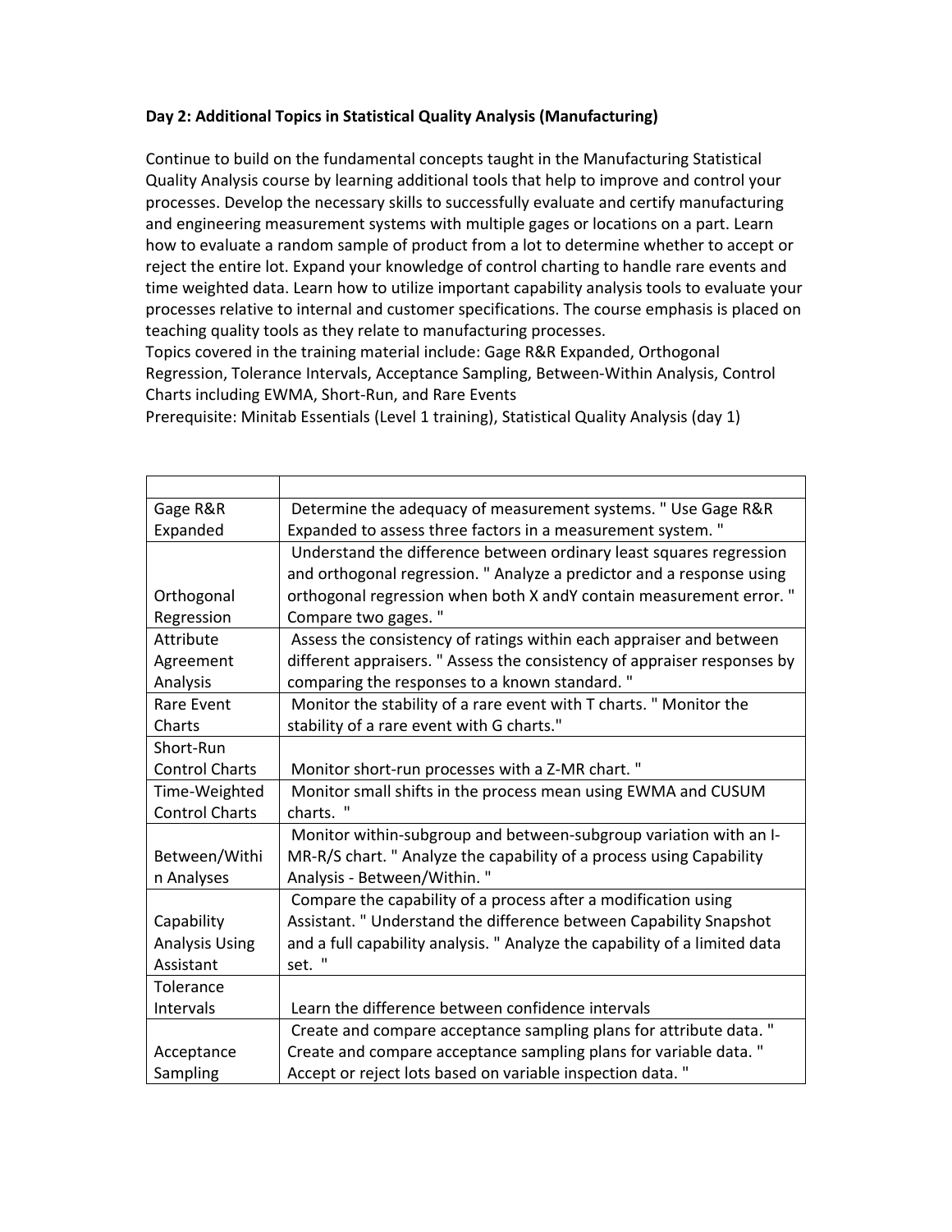**Day 2: Additional Topics in Statistical Quality Analysis (Manufacturing)**

Continue to build on the fundamental concepts taught in the Manufacturing Statistical Quality Analysis course by learning additional tools that help to improve and control your processes. Develop the necessary skills to successfully evaluate and certify manufacturing and engineering measurement systems with multiple gages or locations on a part. Learn how to evaluate a random sample of product from a lot to determine whether to accept or reject the entire lot. Expand your knowledge of control charting to handle rare events and time weighted data. Learn how to utilize important capability analysis tools to evaluate your processes relative to internal and customer specifications. The course emphasis is placed on teaching quality tools as they relate to manufacturing processes.
Topics covered in the training material include: Gage R&R Expanded, Orthogonal Regression, Tolerance Intervals, Acceptance Sampling, Between-Within Analysis, Control Charts including EWMA, Short-Run, and Rare Events
Prerequisite: Minitab Essentials (Level 1 training), Statistical Quality Analysis (day 1)

| | |
|---|---|
| Gage R&R Expanded | Determine the adequacy of measurement systems. " Use Gage R&R Expanded to assess three factors in a measurement system. " |
| Orthogonal Regression | Understand the difference between ordinary least squares regression and orthogonal regression. " Analyze a predictor and a response using orthogonal regression when both X andY contain measurement error. " Compare two gages. " |
| Attribute Agreement Analysis | Assess the consistency of ratings within each appraiser and between different appraisers. " Assess the consistency of appraiser responses by comparing the responses to a known standard. " |
| Rare Event Charts | Monitor the stability of a rare event with T charts. " Monitor the stability of a rare event with G charts." |
| Short-Run Control Charts | Monitor short-run processes with a Z-MR chart. " |
| Time-Weighted Control Charts | Monitor small shifts in the process mean using EWMA and CUSUM charts. " |
| Between/Within Analyses | Monitor within-subgroup and between-subgroup variation with an I-MR-R/S chart. " Analyze the capability of a process using Capability Analysis - Between/Within. " |
| Capability Analysis Using Assistant | Compare the capability of a process after a modification using Assistant. " Understand the difference between Capability Snapshot and a full capability analysis. " Analyze the capability of a limited data set. " |
| Tolerance Intervals | Learn the difference between confidence intervals |
| Acceptance Sampling | Create and compare acceptance sampling plans for attribute data. " Create and compare acceptance sampling plans for variable data. " Accept or reject lots based on variable inspection data. " |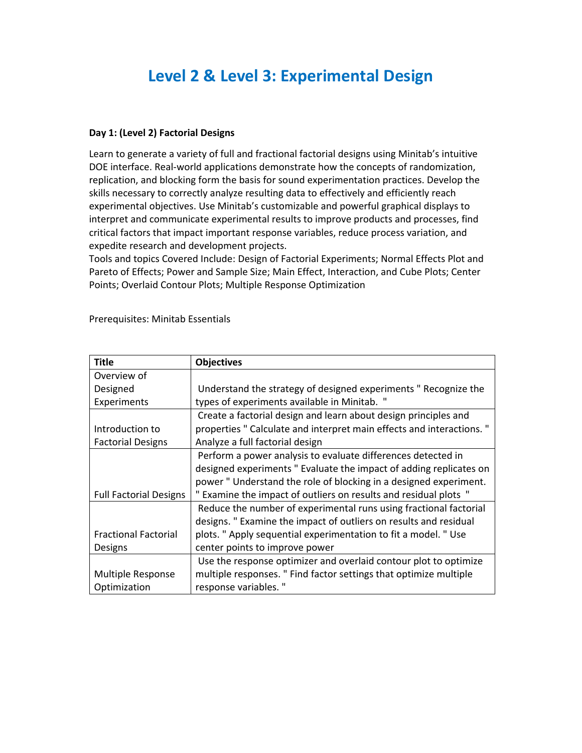# Level 2 & Level 3: Experimental Design

**Day 1: (Level 2) Factorial Designs**

Learn to generate a variety of full and fractional factorial designs using Minitab's intuitive DOE interface. Real-world applications demonstrate how the concepts of randomization, replication, and blocking form the basis for sound experimentation practices. Develop the skills necessary to correctly analyze resulting data to effectively and efficiently reach experimental objectives. Use Minitab's customizable and powerful graphical displays to interpret and communicate experimental results to improve products and processes, find critical factors that impact important response variables, reduce process variation, and expedite research and development projects.
Tools and topics Covered Include: Design of Factorial Experiments; Normal Effects Plot and Pareto of Effects; Power and Sample Size; Main Effect, Interaction, and Cube Plots; Center Points; Overlaid Contour Plots; Multiple Response Optimization

Prerequisites: Minitab Essentials

| Title | Objectives |
|---|---|
| Overview of Designed Experiments | Understand the strategy of designed experiments " Recognize the types of experiments available in Minitab. " |
| Introduction to Factorial Designs | Create a factorial design and learn about design principles and properties " Calculate and interpret main effects and interactions. " Analyze a full factorial design |
| Full Factorial Designs | Perform a power analysis to evaluate differences detected in designed experiments " Evaluate the impact of adding replicates on power " Understand the role of blocking in a designed experiment. " Examine the impact of outliers on results and residual plots " |
| Fractional Factorial Designs | Reduce the number of experimental runs using fractional factorial designs. " Examine the impact of outliers on results and residual plots. " Apply sequential experimentation to fit a model. " Use center points to improve power |
| Multiple Response Optimization | Use the response optimizer and overlaid contour plot to optimize multiple responses. " Find factor settings that optimize multiple response variables. " |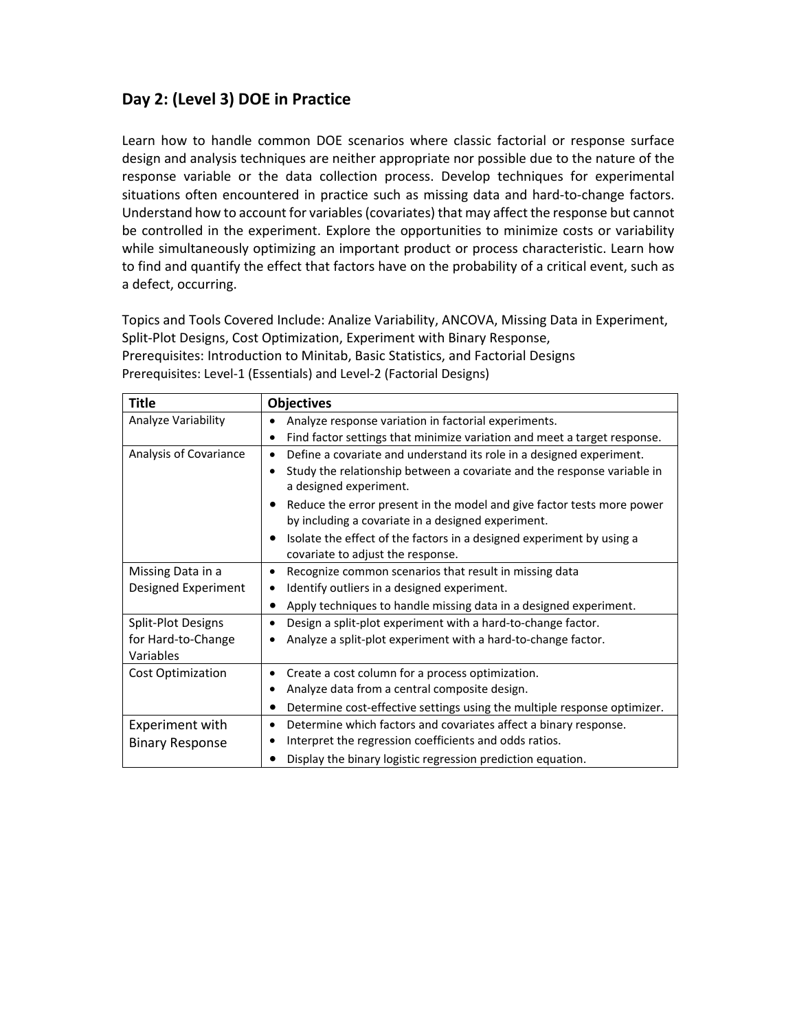## Day 2: (Level 3) DOE in Practice

Learn how to handle common DOE scenarios where classic factorial or response surface design and analysis techniques are neither appropriate nor possible due to the nature of the response variable or the data collection process. Develop techniques for experimental situations often encountered in practice such as missing data and hard-to-change factors. Understand how to account for variables (covariates) that may affect the response but cannot be controlled in the experiment. Explore the opportunities to minimize costs or variability while simultaneously optimizing an important product or process characteristic. Learn how to find and quantify the effect that factors have on the probability of a critical event, such as a defect, occurring.

Topics and Tools Covered Include: Analize Variability, ANCOVA, Missing Data in Experiment, Split-Plot Designs, Cost Optimization, Experiment with Binary Response,
Prerequisites: Introduction to Minitab, Basic Statistics, and Factorial Designs
Prerequisites: Level-1 (Essentials) and Level-2 (Factorial Designs)

| Title | Objectives |
|---|---|
| Analyze Variability | • Analyze response variation in factorial experiments.<br>• Find factor settings that minimize variation and meet a target response. |
| Analysis of Covariance | • Define a covariate and understand its role in a designed experiment.<br>• Study the relationship between a covariate and the response variable in a designed experiment.<br>• Reduce the error present in the model and give factor tests more power by including a covariate in a designed experiment.<br>• Isolate the effect of the factors in a designed experiment by using a covariate to adjust the response. |
| Missing Data in a Designed Experiment | • Recognize common scenarios that result in missing data<br>• Identify outliers in a designed experiment.<br>• Apply techniques to handle missing data in a designed experiment. |
| Split-Plot Designs for Hard-to-Change Variables | • Design a split-plot experiment with a hard-to-change factor.<br>• Analyze a split-plot experiment with a hard-to-change factor. |
| Cost Optimization | • Create a cost column for a process optimization.<br>• Analyze data from a central composite design.<br>• Determine cost-effective settings using the multiple response optimizer. |
| Experiment with Binary Response | • Determine which factors and covariates affect a binary response.<br>• Interpret the regression coefficients and odds ratios.<br>• Display the binary logistic regression prediction equation. |